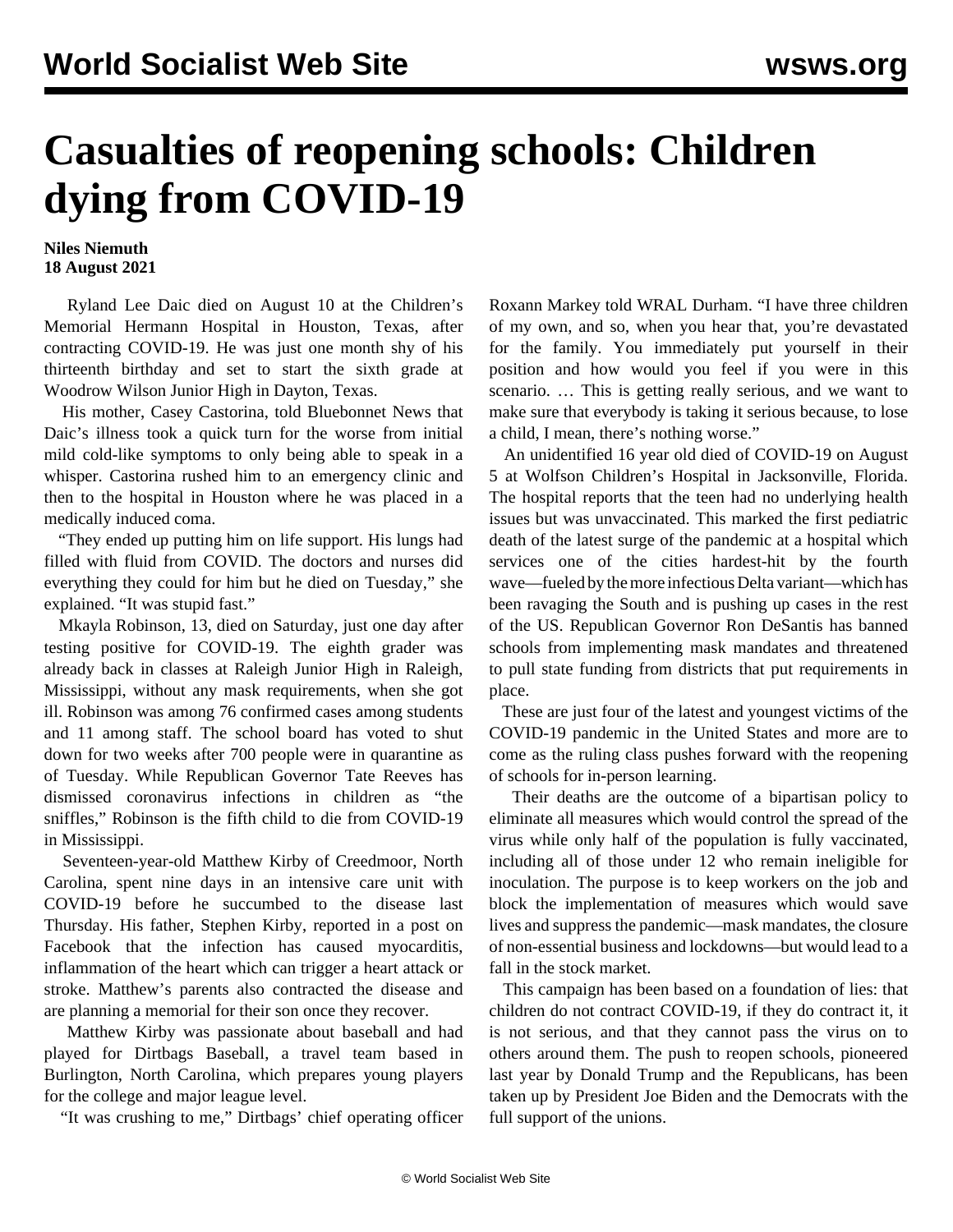# Casualties of reopening schools: Children dying from COVID-19

**Niles Niemuth**
**18 August 2021**

Ryland Lee Daic died on August 10 at the Children's Memorial Hermann Hospital in Houston, Texas, after contracting COVID-19. He was just one month shy of his thirteenth birthday and set to start the sixth grade at Woodrow Wilson Junior High in Dayton, Texas.

His mother, Casey Castorina, told Bluebonnet News that Daic's illness took a quick turn for the worse from initial mild cold-like symptoms to only being able to speak in a whisper. Castorina rushed him to an emergency clinic and then to the hospital in Houston where he was placed in a medically induced coma.

"They ended up putting him on life support. His lungs had filled with fluid from COVID. The doctors and nurses did everything they could for him but he died on Tuesday," she explained. "It was stupid fast."

Mkayla Robinson, 13, died on Saturday, just one day after testing positive for COVID-19. The eighth grader was already back in classes at Raleigh Junior High in Raleigh, Mississippi, without any mask requirements, when she got ill. Robinson was among 76 confirmed cases among students and 11 among staff. The school board has voted to shut down for two weeks after 700 people were in quarantine as of Tuesday. While Republican Governor Tate Reeves has dismissed coronavirus infections in children as "the sniffles," Robinson is the fifth child to die from COVID-19 in Mississippi.

Seventeen-year-old Matthew Kirby of Creedmoor, North Carolina, spent nine days in an intensive care unit with COVID-19 before he succumbed to the disease last Thursday. His father, Stephen Kirby, reported in a post on Facebook that the infection has caused myocarditis, inflammation of the heart which can trigger a heart attack or stroke. Matthew's parents also contracted the disease and are planning a memorial for their son once they recover.

Matthew Kirby was passionate about baseball and had played for Dirtbags Baseball, a travel team based in Burlington, North Carolina, which prepares young players for the college and major league level.

"It was crushing to me," Dirtbags' chief operating officer Roxann Markey told WRAL Durham. "I have three children of my own, and so, when you hear that, you're devastated for the family. You immediately put yourself in their position and how would you feel if you were in this scenario. … This is getting really serious, and we want to make sure that everybody is taking it serious because, to lose a child, I mean, there's nothing worse."

An unidentified 16 year old died of COVID-19 on August 5 at Wolfson Children's Hospital in Jacksonville, Florida. The hospital reports that the teen had no underlying health issues but was unvaccinated. This marked the first pediatric death of the latest surge of the pandemic at a hospital which services one of the cities hardest-hit by the fourth wave—fueled by the more infectious Delta variant—which has been ravaging the South and is pushing up cases in the rest of the US. Republican Governor Ron DeSantis has banned schools from implementing mask mandates and threatened to pull state funding from districts that put requirements in place.

These are just four of the latest and youngest victims of the COVID-19 pandemic in the United States and more are to come as the ruling class pushes forward with the reopening of schools for in-person learning.

Their deaths are the outcome of a bipartisan policy to eliminate all measures which would control the spread of the virus while only half of the population is fully vaccinated, including all of those under 12 who remain ineligible for inoculation. The purpose is to keep workers on the job and block the implementation of measures which would save lives and suppress the pandemic—mask mandates, the closure of non-essential business and lockdowns—but would lead to a fall in the stock market.

This campaign has been based on a foundation of lies: that children do not contract COVID-19, if they do contract it, it is not serious, and that they cannot pass the virus on to others around them. The push to reopen schools, pioneered last year by Donald Trump and the Republicans, has been taken up by President Joe Biden and the Democrats with the full support of the unions.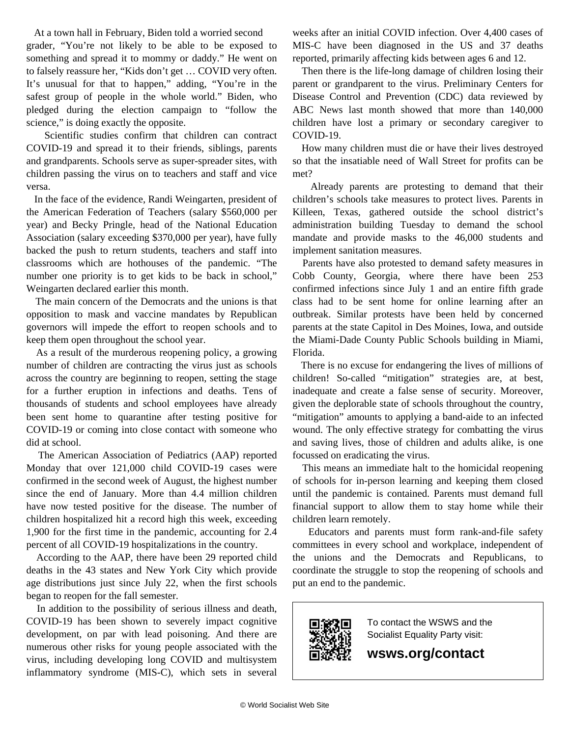At a town hall in February, Biden told a worried second grader, "You're not likely to be able to be exposed to something and spread it to mommy or daddy." He went on to falsely reassure her, "Kids don't get … COVID very often. It's unusual for that to happen," adding, "You're in the safest group of people in the whole world." Biden, who pledged during the election campaign to "follow the science," is doing exactly the opposite.

Scientific studies confirm that children can contract COVID-19 and spread it to their friends, siblings, parents and grandparents. Schools serve as super-spreader sites, with children passing the virus on to teachers and staff and vice versa.

In the face of the evidence, Randi Weingarten, president of the American Federation of Teachers (salary $560,000 per year) and Becky Pringle, head of the National Education Association (salary exceeding $370,000 per year), have fully backed the push to return students, teachers and staff into classrooms which are hothouses of the pandemic. "The number one priority is to get kids to be back in school," Weingarten declared earlier this month.

The main concern of the Democrats and the unions is that opposition to mask and vaccine mandates by Republican governors will impede the effort to reopen schools and to keep them open throughout the school year.

As a result of the murderous reopening policy, a growing number of children are contracting the virus just as schools across the country are beginning to reopen, setting the stage for a further eruption in infections and deaths. Tens of thousands of students and school employees have already been sent home to quarantine after testing positive for COVID-19 or coming into close contact with someone who did at school.

The American Association of Pediatrics (AAP) reported Monday that over 121,000 child COVID-19 cases were confirmed in the second week of August, the highest number since the end of January. More than 4.4 million children have now tested positive for the disease. The number of children hospitalized hit a record high this week, exceeding 1,900 for the first time in the pandemic, accounting for 2.4 percent of all COVID-19 hospitalizations in the country.

According to the AAP, there have been 29 reported child deaths in the 43 states and New York City which provide age distributions just since July 22, when the first schools began to reopen for the fall semester.

In addition to the possibility of serious illness and death, COVID-19 has been shown to severely impact cognitive development, on par with lead poisoning. And there are numerous other risks for young people associated with the virus, including developing long COVID and multisystem inflammatory syndrome (MIS-C), which sets in several weeks after an initial COVID infection. Over 4,400 cases of MIS-C have been diagnosed in the US and 37 deaths reported, primarily affecting kids between ages 6 and 12.

Then there is the life-long damage of children losing their parent or grandparent to the virus. Preliminary Centers for Disease Control and Prevention (CDC) data reviewed by ABC News last month showed that more than 140,000 children have lost a primary or secondary caregiver to COVID-19.

How many children must die or have their lives destroyed so that the insatiable need of Wall Street for profits can be met?

Already parents are protesting to demand that their children's schools take measures to protect lives. Parents in Killeen, Texas, gathered outside the school district's administration building Tuesday to demand the school mandate and provide masks to the 46,000 students and implement sanitation measures.

Parents have also protested to demand safety measures in Cobb County, Georgia, where there have been 253 confirmed infections since July 1 and an entire fifth grade class had to be sent home for online learning after an outbreak. Similar protests have been held by concerned parents at the state Capitol in Des Moines, Iowa, and outside the Miami-Dade County Public Schools building in Miami, Florida.

There is no excuse for endangering the lives of millions of children! So-called "mitigation" strategies are, at best, inadequate and create a false sense of security. Moreover, given the deplorable state of schools throughout the country, "mitigation" amounts to applying a band-aide to an infected wound. The only effective strategy for combatting the virus and saving lives, those of children and adults alike, is one focussed on eradicating the virus.

This means an immediate halt to the homicidal reopening of schools for in-person learning and keeping them closed until the pandemic is contained. Parents must demand full financial support to allow them to stay home while their children learn remotely.

Educators and parents must form rank-and-file safety committees in every school and workplace, independent of the unions and the Democrats and Republicans, to coordinate the struggle to stop the reopening of schools and put an end to the pandemic.

To contact the WSWS and the Socialist Equality Party visit:

**wsws.org/contact**